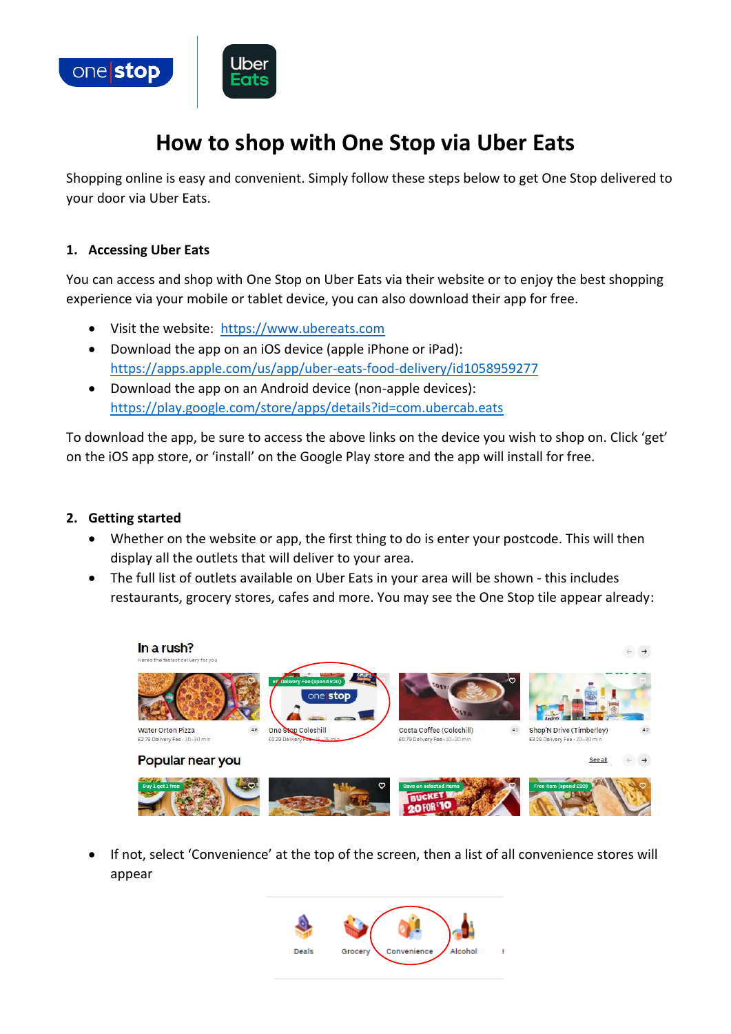# How to shop with One Stop via Uber Eats

Shopping online is easy and convenient. Simply follow these steps below to get One Stop delivered to your door via Uber Eats.

## 1. Accessing Uber Eats

You can access and shop with One Stop on Uber Eats via their website or to enjoy the best shopping experience via your mobile or tablet device, you can also download their app for free.

- Visit the website: https://www.ubereats.com
- Download the app on an iOS device (apple iPhone or iPad): https://apps.apple.com/us/app/uber-eats-food-delivery/id1058959277
- Download the app on an Android device (non-apple devices): https://play.google.com/store/apps/details?id=com.ubercab.eats

To download the app, be sure to access the above links on the device you wish to shop on. Click 'get' on the iOS app store, or 'install' on the Google Play store and the app will install for free.

## 2. Getting started

- Whether on the website or app, the first thing to do is enter your postcode. This will then display all the outlets that will deliver to your area.
- The full list of outlets available on Uber Eats in your area will be shown - this includes restaurants, grocery stores, cafes and more. You may see the One Stop tile appear already:

- If not, select 'Convenience' at the top of the screen, then a list of all convenience stores will appear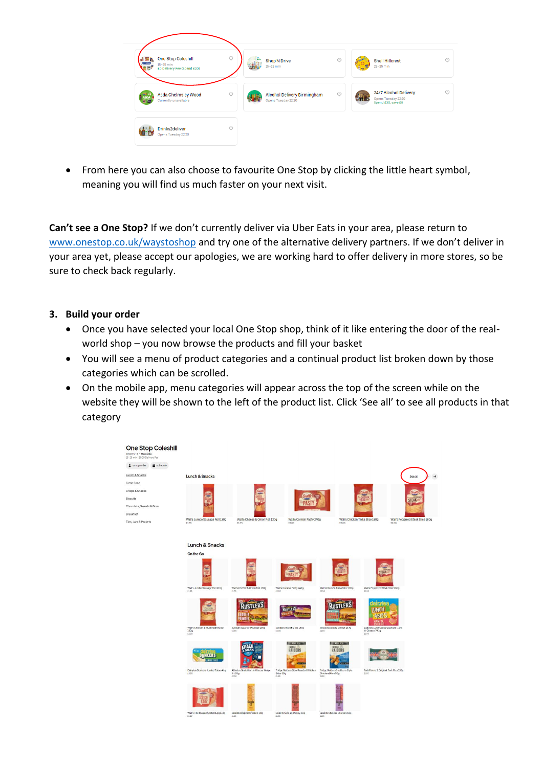- From here you can also choose to favourite One Stop by clicking the little heart symbol, meaning you will find us much faster on your next visit.

**Can't see a One Stop?** If we don't currently deliver via Uber Eats in your area, please return to www.onestop.co.uk/waystoshop and try one of the alternative delivery partners. If we don't deliver in your area yet, please accept our apologies, we are working hard to offer delivery in more stores, so be sure to check back regularly.

3. **Build your order**
    - Once you have selected your local One Stop shop, think of it like entering the door of the real-world shop – you now browse the products and fill your basket
    - You will see a menu of product categories and a continual product list broken down by those categories which can be scrolled.
    - On the mobile app, menu categories will appear across the top of the screen while on the website they will be shown to the left of the product list. Click 'See all' to see all products in that category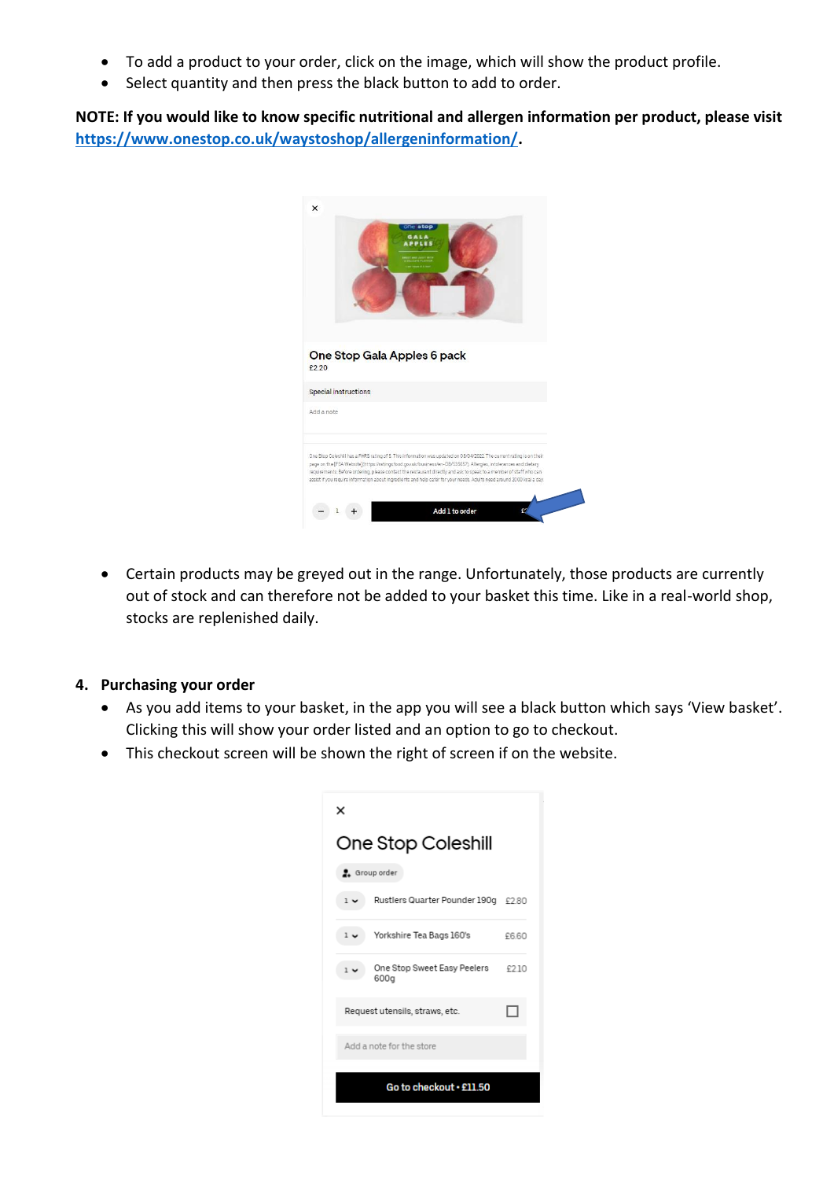- To add a product to your order, click on the image, which will show the product profile.
- Select quantity and then press the black button to add to order.

**NOTE: If you would like to know specific nutritional and allergen information per product, please visit [https://www.onestop.co.uk/waystoshop/allergeninformation/](https://www.onestop.co.uk/waystoshop/allergeninformation/).**

- Certain products may be greyed out in the range. Unfortunately, those products are currently out of stock and can therefore not be added to your basket this time. Like in a real-world shop, stocks are replenished daily.

## 4. Purchasing your order

- As you add items to your basket, in the app you will see a black button which says 'View basket'. Clicking this will show your order listed and an option to go to checkout.
- This checkout screen will be shown the right of screen if on the website.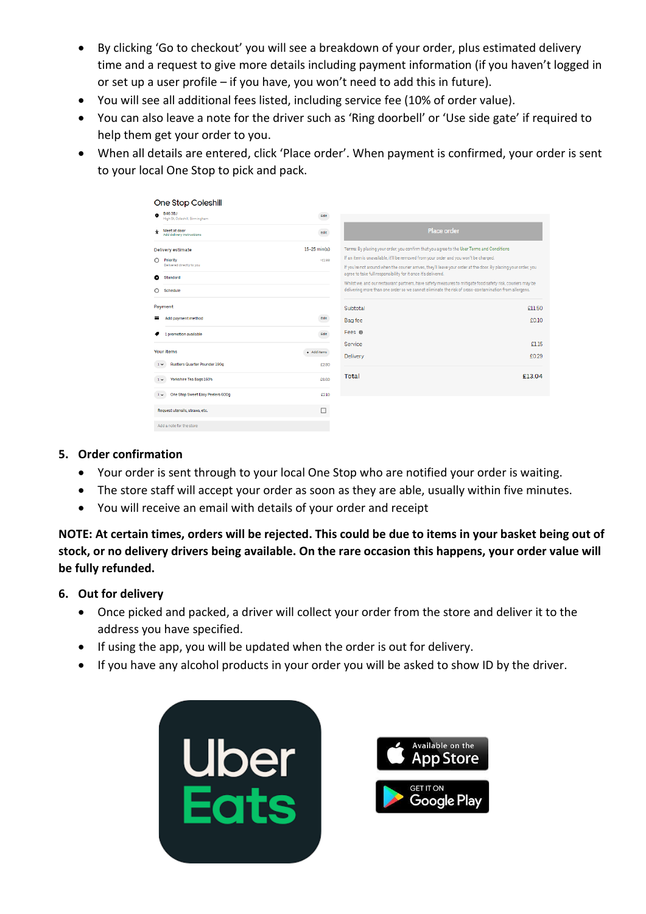- By clicking 'Go to checkout' you will see a breakdown of your order, plus estimated delivery time and a request to give more details including payment information (if you haven't logged in or set up a user profile – if you have, you won't need to add this in future).
- You will see all additional fees listed, including service fee (10% of order value).
- You can also leave a note for the driver such as 'Ring doorbell' or 'Use side gate' if required to help them get your order to you.
- When all details are entered, click 'Place order'. When payment is confirmed, your order is sent to your local One Stop to pick and pack.

5. **Order confirmation**
   - Your order is sent through to your local One Stop who are notified your order is waiting.
   - The store staff will accept your order as soon as they are able, usually within five minutes.
   - You will receive an email with details of your order and receipt

**NOTE: At certain times, orders will be rejected. This could be due to items in your basket being out of stock, or no delivery drivers being available. On the rare occasion this happens, your order value will be fully refunded.**

6. **Out for delivery**
   - Once picked and packed, a driver will collect your order from the store and deliver it to the address you have specified.
   - If using the app, you will be updated when the order is out for delivery.
   - If you have any alcohol products in your order you will be asked to show ID by the driver.